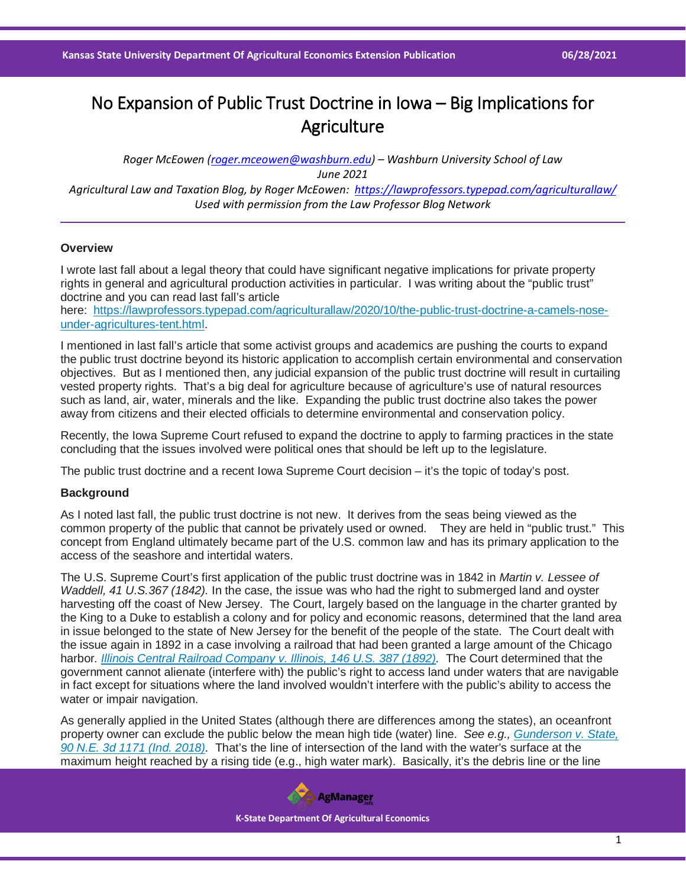# No Expansion of Public Trust Doctrine in Iowa – Big Implications for Agriculture

*Roger McEowen (roger.mceowen@washburn.edu) – Washburn University School of Law*
*June 2021*
*Agricultural Law and Taxation Blog, by Roger McEowen: https://lawprofessors.typepad.com/agriculturallaw/*
*Used with permission from the Law Professor Blog Network*

---

### Overview

I wrote last fall about a legal theory that could have significant negative implications for private property rights in general and agricultural production activities in particular. I was writing about the "public trust" doctrine and you can read last fall's article here: https://lawprofessors.typepad.com/agriculturallaw/2020/10/the-public-trust-doctrine-a-camels-nose-under-agricultures-tent.html.

I mentioned in last fall's article that some activist groups and academics are pushing the courts to expand the public trust doctrine beyond its historic application to accomplish certain environmental and conservation objectives. But as I mentioned then, any judicial expansion of the public trust doctrine will result in curtailing vested property rights. That's a big deal for agriculture because of agriculture's use of natural resources such as land, air, water, minerals and the like. Expanding the public trust doctrine also takes the power away from citizens and their elected officials to determine environmental and conservation policy.

Recently, the Iowa Supreme Court refused to expand the doctrine to apply to farming practices in the state concluding that the issues involved were political ones that should be left up to the legislature.

The public trust doctrine and a recent Iowa Supreme Court decision – it's the topic of today's post.

### Background

As I noted last fall, the public trust doctrine is not new. It derives from the seas being viewed as the common property of the public that cannot be privately used or owned. They are held in "public trust." This concept from England ultimately became part of the U.S. common law and has its primary application to the access of the seashore and intertidal waters.

The U.S. Supreme Court's first application of the public trust doctrine was in 1842 in *Martin v. Lessee of Waddell, 41 U.S.367 (1842).* In the case, the issue was who had the right to submerged land and oyster harvesting off the coast of New Jersey. The Court, largely based on the language in the charter granted by the King to a Duke to establish a colony and for policy and economic reasons, determined that the land area in issue belonged to the state of New Jersey for the benefit of the people of the state. The Court dealt with the issue again in 1892 in a case involving a railroad that had been granted a large amount of the Chicago harbor*. Illinois Central Railroad Company v. Illinois, 146 U.S. 387 (1892)*. The Court determined that the government cannot alienate (interfere with) the public's right to access land under waters that are navigable in fact except for situations where the land involved wouldn't interfere with the public's ability to access the water or impair navigation.

As generally applied in the United States (although there are differences among the states), an oceanfront property owner can exclude the public below the mean high tide (water) line. *See e.g., Gunderson v. State, 90 N.E. 3d 1171 (Ind. 2018)*. That's the line of intersection of the land with the water's surface at the maximum height reached by a rising tide (e.g., high water mark). Basically, it's the debris line or the line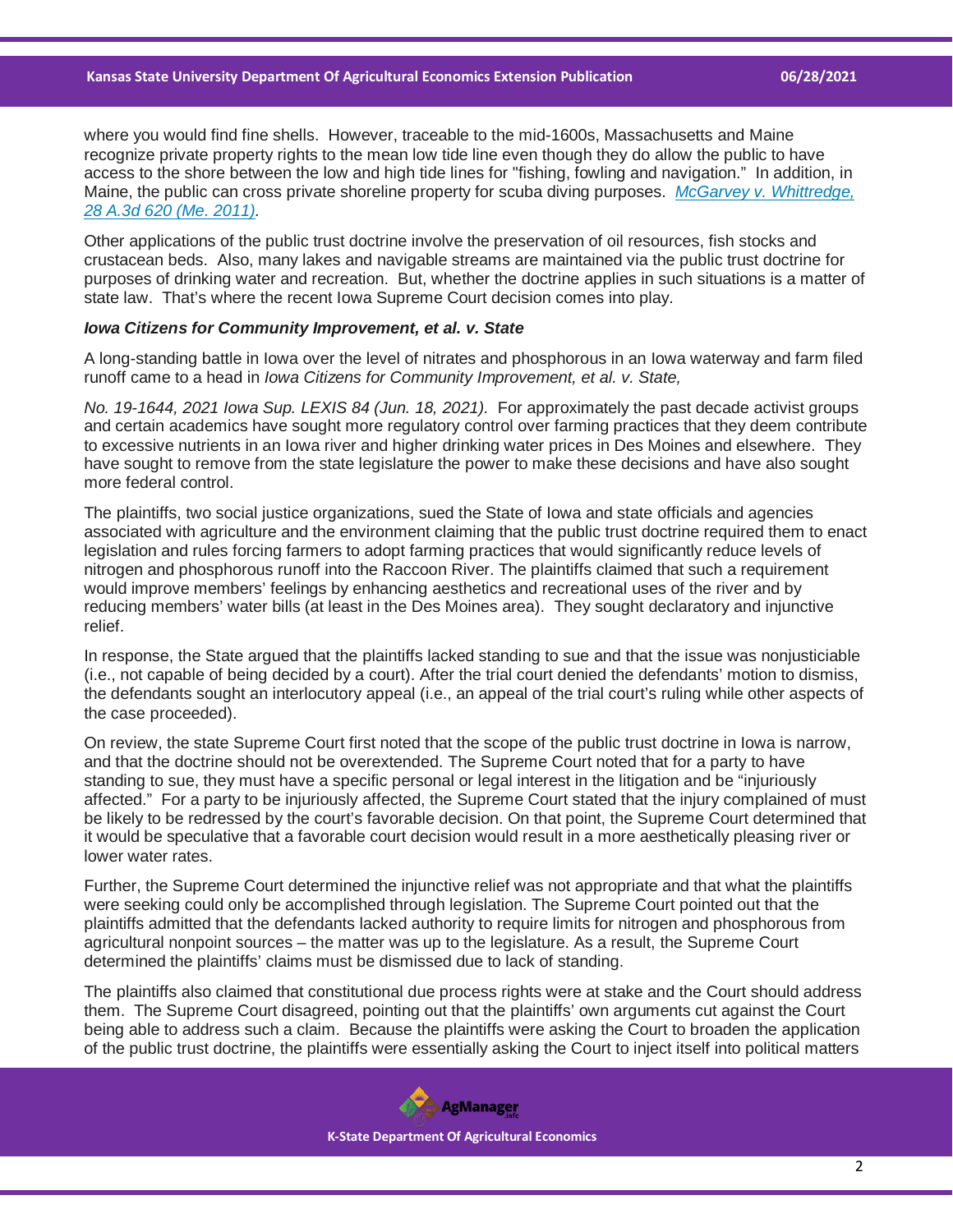where you would find fine shells. However, traceable to the mid-1600s, Massachusetts and Maine recognize private property rights to the mean low tide line even though they do allow the public to have access to the shore between the low and high tide lines for "fishing, fowling and navigation." In addition, in Maine, the public can cross private shoreline property for scuba diving purposes. [*McGarvey v. Whittredge, 28 A.3d 620 (Me. 2011)*].

Other applications of the public trust doctrine involve the preservation of oil resources, fish stocks and crustacean beds. Also, many lakes and navigable streams are maintained via the public trust doctrine for purposes of drinking water and recreation. But, whether the doctrine applies in such situations is a matter of state law. That's where the recent Iowa Supreme Court decision comes into play.

### *Iowa Citizens for Community Improvement, et al. v. State*

A long-standing battle in Iowa over the level of nitrates and phosphorous in an Iowa waterway and farm filed runoff came to a head in *Iowa Citizens for Community Improvement, et al. v. State,*

*No. 19-1644, 2021 Iowa Sup. LEXIS 84 (Jun. 18, 2021).* For approximately the past decade activist groups and certain academics have sought more regulatory control over farming practices that they deem contribute to excessive nutrients in an Iowa river and higher drinking water prices in Des Moines and elsewhere. They have sought to remove from the state legislature the power to make these decisions and have also sought more federal control.

The plaintiffs, two social justice organizations, sued the State of Iowa and state officials and agencies associated with agriculture and the environment claiming that the public trust doctrine required them to enact legislation and rules forcing farmers to adopt farming practices that would significantly reduce levels of nitrogen and phosphorous runoff into the Raccoon River. The plaintiffs claimed that such a requirement would improve members' feelings by enhancing aesthetics and recreational uses of the river and by reducing members' water bills (at least in the Des Moines area). They sought declaratory and injunctive relief.

In response, the State argued that the plaintiffs lacked standing to sue and that the issue was nonjusticiable (i.e., not capable of being decided by a court). After the trial court denied the defendants' motion to dismiss, the defendants sought an interlocutory appeal (i.e., an appeal of the trial court's ruling while other aspects of the case proceeded).

On review, the state Supreme Court first noted that the scope of the public trust doctrine in Iowa is narrow, and that the doctrine should not be overextended. The Supreme Court noted that for a party to have standing to sue, they must have a specific personal or legal interest in the litigation and be "injuriously affected." For a party to be injuriously affected, the Supreme Court stated that the injury complained of must be likely to be redressed by the court's favorable decision. On that point, the Supreme Court determined that it would be speculative that a favorable court decision would result in a more aesthetically pleasing river or lower water rates.

Further, the Supreme Court determined the injunctive relief was not appropriate and that what the plaintiffs were seeking could only be accomplished through legislation. The Supreme Court pointed out that the plaintiffs admitted that the defendants lacked authority to require limits for nitrogen and phosphorous from agricultural nonpoint sources – the matter was up to the legislature. As a result, the Supreme Court determined the plaintiffs' claims must be dismissed due to lack of standing.

The plaintiffs also claimed that constitutional due process rights were at stake and the Court should address them. The Supreme Court disagreed, pointing out that the plaintiffs' own arguments cut against the Court being able to address such a claim. Because the plaintiffs were asking the Court to broaden the application of the public trust doctrine, the plaintiffs were essentially asking the Court to inject itself into political matters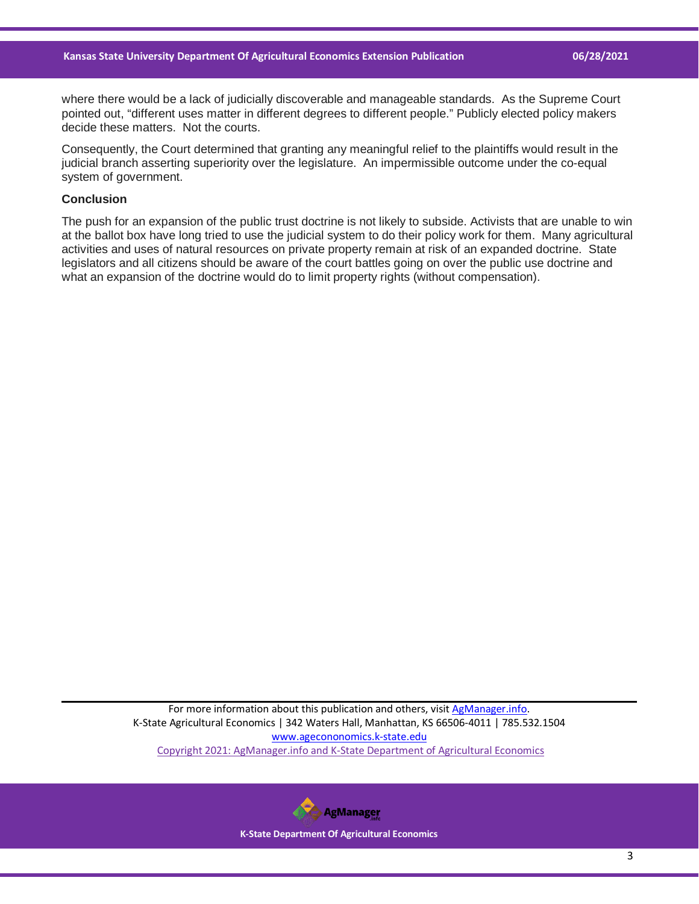where there would be a lack of judicially discoverable and manageable standards. As the Supreme Court pointed out, "different uses matter in different degrees to different people." Publicly elected policy makers decide these matters. Not the courts.

Consequently, the Court determined that granting any meaningful relief to the plaintiffs would result in the judicial branch asserting superiority over the legislature. An impermissible outcome under the co-equal system of government.

### Conclusion

The push for an expansion of the public trust doctrine is not likely to subside. Activists that are unable to win at the ballot box have long tried to use the judicial system to do their policy work for them. Many agricultural activities and uses of natural resources on private property remain at risk of an expanded doctrine. State legislators and all citizens should be aware of the court battles going on over the public use doctrine and what an expansion of the doctrine would do to limit property rights (without compensation).